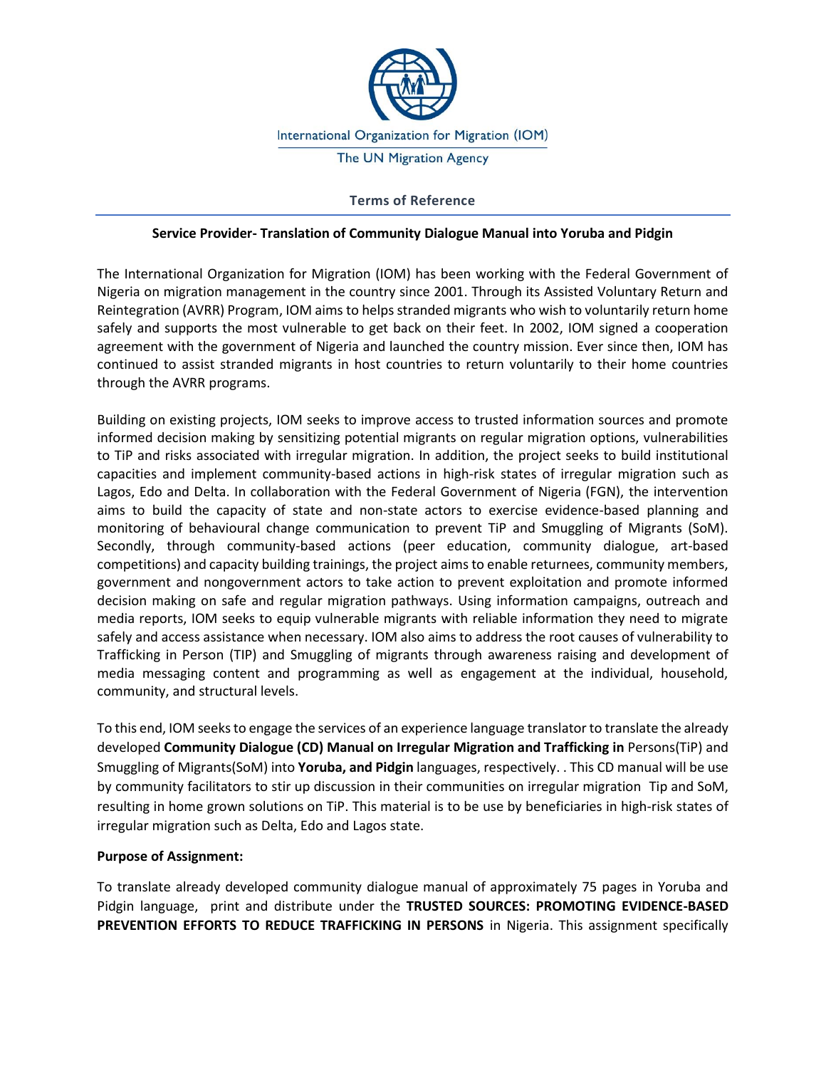International Organization for Migration (IOM)

The UN Migration Agency

## Terms of Reference

### Service Provider- Translation of Community Dialogue Manual into Yoruba and Pidgin

The International Organization for Migration (IOM) has been working with the Federal Government of Nigeria on migration management in the country since 2001. Through its Assisted Voluntary Return and Reintegration (AVRR) Program, IOM aims to helps stranded migrants who wish to voluntarily return home safely and supports the most vulnerable to get back on their feet. In 2002, IOM signed a cooperation agreement with the government of Nigeria and launched the country mission. Ever since then, IOM has continued to assist stranded migrants in host countries to return voluntarily to their home countries through the AVRR programs.

Building on existing projects, IOM seeks to improve access to trusted information sources and promote informed decision making by sensitizing potential migrants on regular migration options, vulnerabilities to TiP and risks associated with irregular migration. In addition, the project seeks to build institutional capacities and implement community-based actions in high-risk states of irregular migration such as Lagos, Edo and Delta. In collaboration with the Federal Government of Nigeria (FGN), the intervention aims to build the capacity of state and non-state actors to exercise evidence-based planning and monitoring of behavioural change communication to prevent TiP and Smuggling of Migrants (SoM). Secondly, through community-based actions (peer education, community dialogue, art-based competitions) and capacity building trainings, the project aims to enable returnees, community members, government and nongovernment actors to take action to prevent exploitation and promote informed decision making on safe and regular migration pathways. Using information campaigns, outreach and media reports, IOM seeks to equip vulnerable migrants with reliable information they need to migrate safely and access assistance when necessary. IOM also aims to address the root causes of vulnerability to Trafficking in Person (TIP) and Smuggling of migrants through awareness raising and development of media messaging content and programming as well as engagement at the individual, household, community, and structural levels.

To this end, IOM seeks to engage the services of an experience language translator to translate the already developed **Community Dialogue (CD) Manual on Irregular Migration and Trafficking in** Persons(TiP) and Smuggling of Migrants(SoM) into **Yoruba, and Pidgin** languages, respectively. . This CD manual will be use by community facilitators to stir up discussion in their communities on irregular migration Tip and SoM, resulting in home grown solutions on TiP. This material is to be use by beneficiaries in high-risk states of irregular migration such as Delta, Edo and Lagos state.

**Purpose of Assignment:**

To translate already developed community dialogue manual of approximately 75 pages in Yoruba and Pidgin language, print and distribute under the **TRUSTED SOURCES: PROMOTING EVIDENCE-BASED PREVENTION EFFORTS TO REDUCE TRAFFICKING IN PERSONS** in Nigeria. This assignment specifically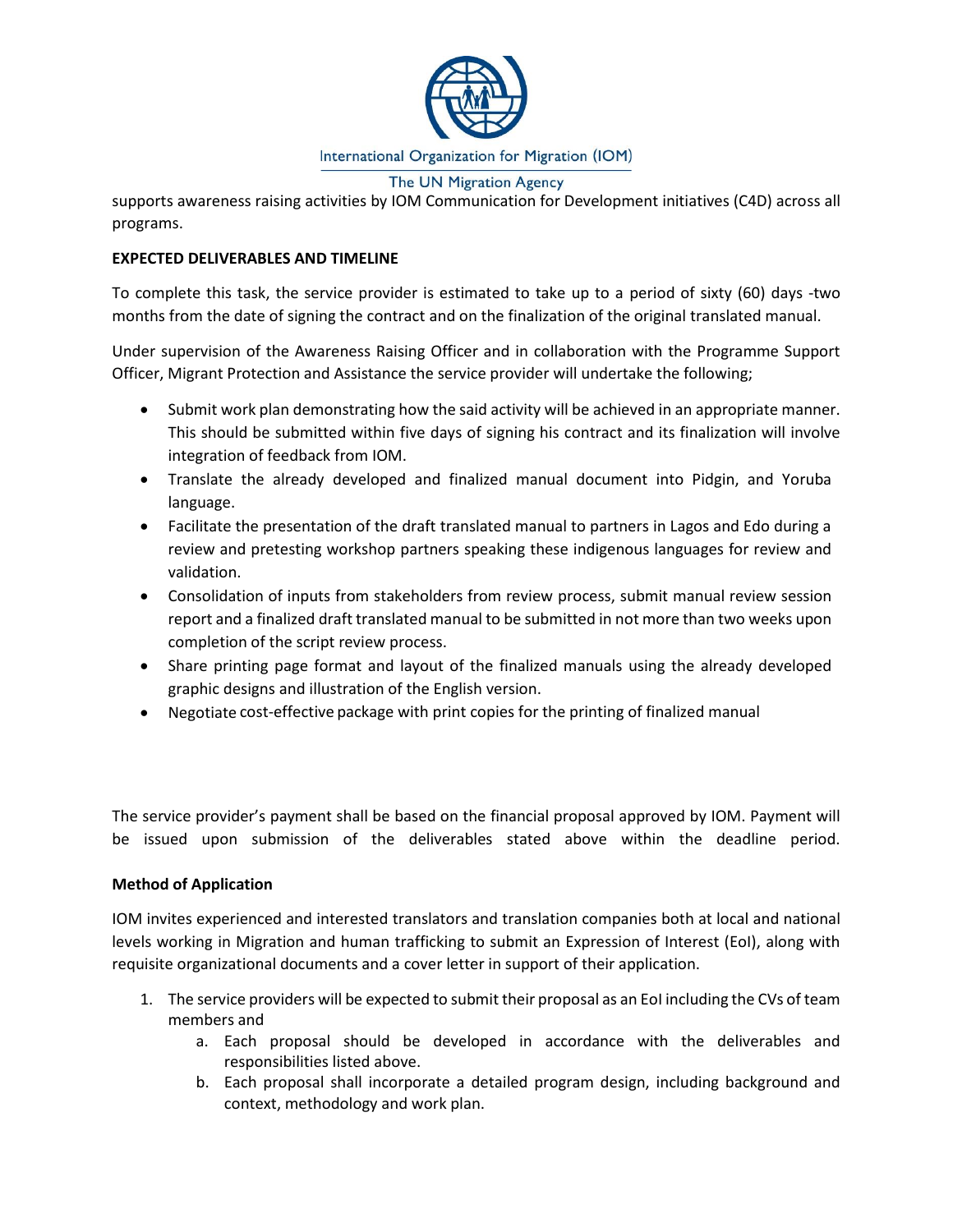supports awareness raising activities by IOM Communication for Development initiatives (C4D) across all programs.

**EXPECTED DELIVERABLES AND TIMELINE**

To complete this task, the service provider is estimated to take up to a period of sixty (60) days -two months from the date of signing the contract and on the finalization of the original translated manual.

Under supervision of the Awareness Raising Officer and in collaboration with the Programme Support Officer, Migrant Protection and Assistance the service provider will undertake the following;

- Submit work plan demonstrating how the said activity will be achieved in an appropriate manner. This should be submitted within five days of signing his contract and its finalization will involve integration of feedback from IOM.
- Translate the already developed and finalized manual document into Pidgin, and Yoruba language.
- Facilitate the presentation of the draft translated manual to partners in Lagos and Edo during a review and pretesting workshop partners speaking these indigenous languages for review and validation.
- Consolidation of inputs from stakeholders from review process, submit manual review session report and a finalized draft translated manual to be submitted in not more than two weeks upon completion of the script review process.
- Share printing page format and layout of the finalized manuals using the already developed graphic designs and illustration of the English version.
- Negotiate cost-effective package with print copies for the printing of finalized manual

The service provider's payment shall be based on the financial proposal approved by IOM. Payment will be issued upon submission of the deliverables stated above within the deadline period.

**Method of Application**

IOM invites experienced and interested translators and translation companies both at local and national levels working in Migration and human trafficking to submit an Expression of Interest (EoI), along with requisite organizational documents and a cover letter in support of their application.

1. The service providers will be expected to submit their proposal as an EoI including the CVs of team members and
   a. Each proposal should be developed in accordance with the deliverables and responsibilities listed above.
   b. Each proposal shall incorporate a detailed program design, including background and context, methodology and work plan.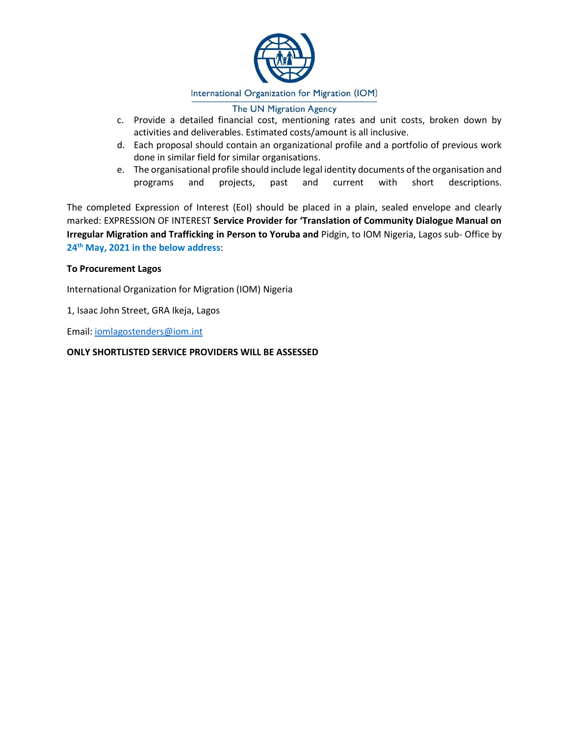c. Provide a detailed financial cost, mentioning rates and unit costs, broken down by activities and deliverables. Estimated costs/amount is all inclusive.
d. Each proposal should contain an organizational profile and a portfolio of previous work done in similar field for similar organisations.
e. The organisational profile should include legal identity documents of the organisation and programs and projects, past and current with short descriptions.

The completed Expression of Interest (EoI) should be placed in a plain, sealed envelope and clearly marked: EXPRESSION OF INTEREST **Service Provider for 'Translation of Community Dialogue Manual on Irregular Migration and Trafficking in Person to Yoruba and** Pidgin, to IOM Nigeria, Lagos sub- Office by **24th May, 2021 in the below address**:

**To Procurement Lagos**

International Organization for Migration (IOM) Nigeria

1, Isaac John Street, GRA Ikeja, Lagos

Email: iomlagostenders@iom.int

**ONLY SHORTLISTED SERVICE PROVIDERS WILL BE ASSESSED**